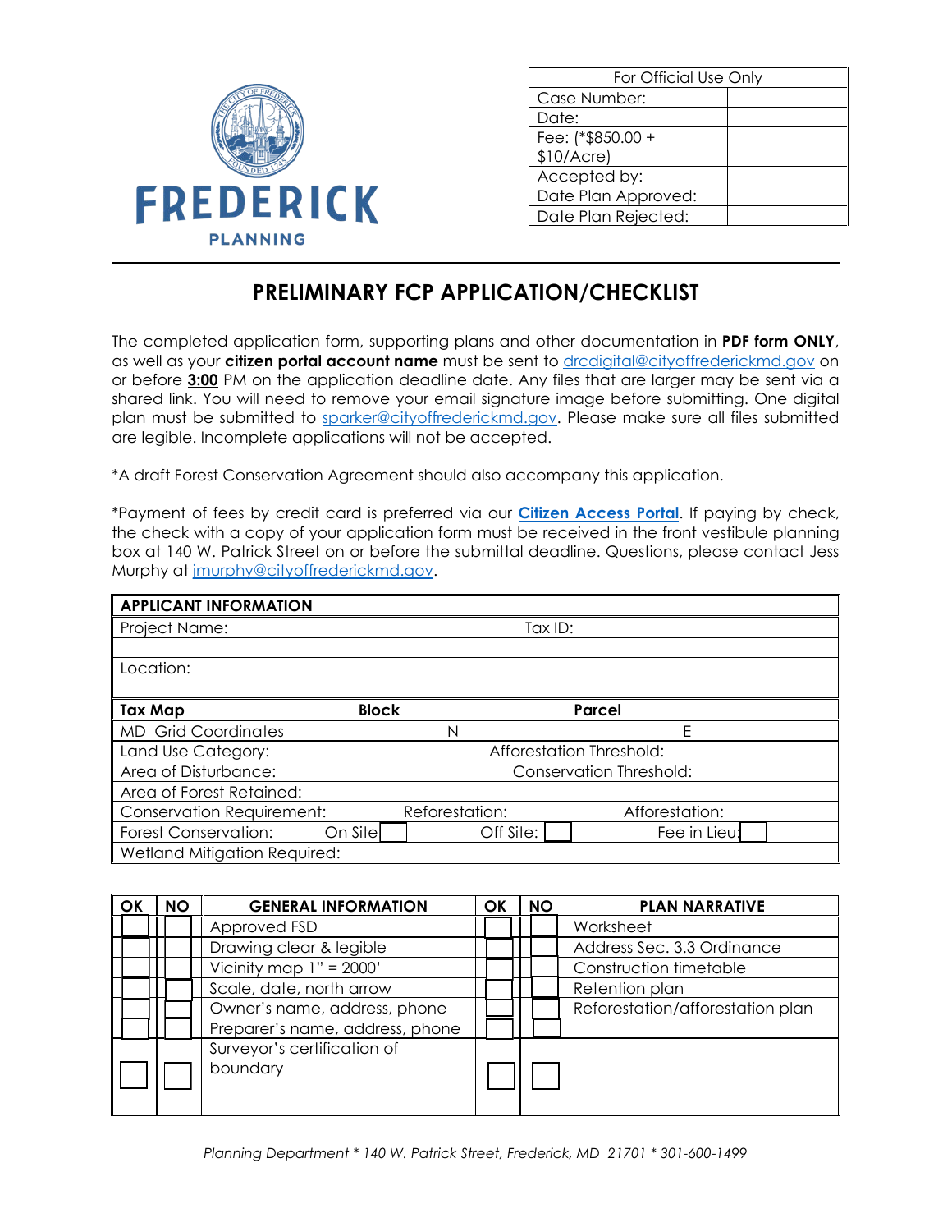FREDERICK
PLANNING

| For Official Use Only | |
|---|---|
| Case Number: | |
| Date: | |
| Fee: (*$850.00 + $10/Acre) | |
| Accepted by: | |
| Date Plan Approved: | |
| Date Plan Rejected: | |

# PRELIMINARY FCP APPLICATION/CHECKLIST

The completed application form, supporting plans and other documentation in **PDF form ONLY**, as well as your **citizen portal account name** must be sent to drcdigital@cityoffrederickmd.gov on or before **3:00** PM on the application deadline date. Any files that are larger may be sent via a shared link. You will need to remove your email signature image before submitting. One digital plan must be submitted to sparker@cityoffrederickmd.gov. Please make sure all files submitted are legible. Incomplete applications will not be accepted.

*A draft Forest Conservation Agreement should also accompany this application.

*Payment of fees by credit card is preferred via our **Citizen Access Portal**. If paying by check, the check with a copy of your application form must be received in the front vestibule planning box at 140 W. Patrick Street on or before the submittal deadline. Questions, please contact Jess Murphy at jmurphy@cityoffrederickmd.gov.

| **APPLICANT INFORMATION** | | |
|---|---|---|
| Project Name: | Tax ID: | |
| | | |
| Location: | | |
| | | |
| **Tax Map** | **Block** | **Parcel** |
| MD Grid Coordinates | N | E |
| Land Use Category: | Afforestation Threshold: | |
| Area of Disturbance: | Conservation Threshold: | |
| Area of Forest Retained: | | |
| Conservation Requirement: | Reforestation: | Afforestation: |
| Forest Conservation: On Site ☐ | Off Site: ☐ | Fee in Lieu: ☐ |
| Wetland Mitigation Required: | | |

| OK | NO | GENERAL INFORMATION | OK | NO | PLAN NARRATIVE |
|---|---|---|---|---|---|
| ☐ | ☐ | Approved FSD | ☐ | ☐ | Worksheet |
| ☐ | ☐ | Drawing clear & legible | ☐ | ☐ | Address Sec. 3.3 Ordinance |
| ☐ | ☐ | Vicinity map 1" = 2000' | ☐ | ☐ | Construction timetable |
| ☐ | ☐ | Scale, date, north arrow | ☐ | ☐ | Retention plan |
| ☐ | ☐ | Owner's name, address, phone | ☐ | ☐ | Reforestation/afforestation plan |
| ☐ | ☐ | Preparer's name, address, phone | ☐ | ☐ | |
| ☐ | ☐ | Surveyor's certification of boundary | ☐ | ☐ | |

*Planning Department * 140 W. Patrick Street, Frederick, MD 21701 * 301-600-1499*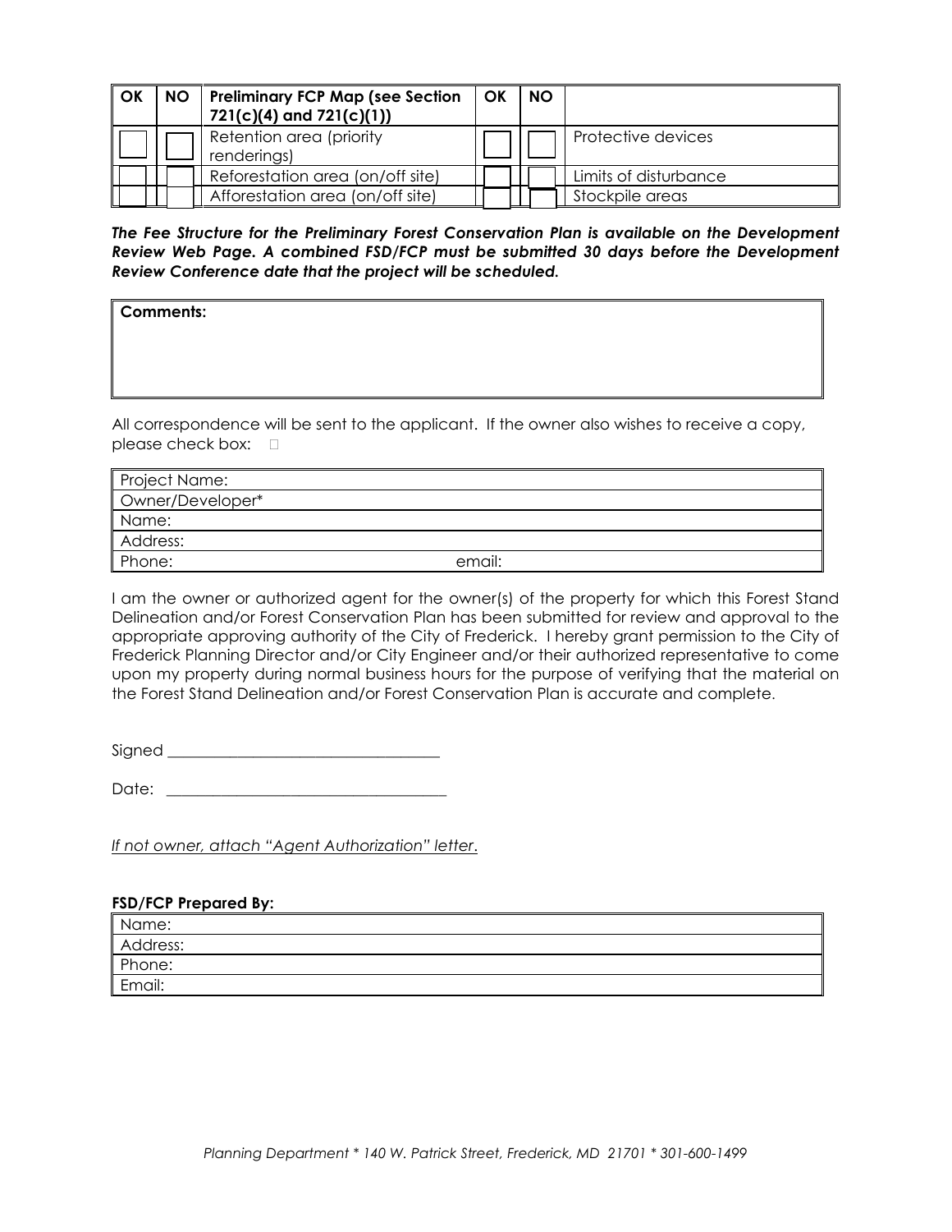| OK | NO | Preliminary FCP Map (see Section 721(c)(4) and 721(c)(1)) | OK | NO | |
|---|---|---|---|---|---|
| ☐ | ☐ | Retention area (priority renderings) | ☐ | ☐ | Protective devices |
| ☐ | ☐ | Reforestation area (on/off site) | ☐ | ☐ | Limits of disturbance |
| ☐ | ☐ | Afforestation area (on/off site) | ☐ | ☐ | Stockpile areas |

***The Fee Structure for the Preliminary Forest Conservation Plan is available on the Development Review Web Page. A combined FSD/FCP must be submitted 30 days before the Development Review Conference date that the project will be scheduled.***

| **Comments:** |
|---|
| |

All correspondence will be sent to the applicant. If the owner also wishes to receive a copy, please check box: ☐

| Project Name: | |
|---|---|
| Owner/Developer* | |
| Name: | |
| Address: | |
| Phone: | email: |

I am the owner or authorized agent for the owner(s) of the property for which this Forest Stand Delineation and/or Forest Conservation Plan has been submitted for review and approval to the appropriate approving authority of the City of Frederick. I hereby grant permission to the City of Frederick Planning Director and/or City Engineer and/or their authorized representative to come upon my property during normal business hours for the purpose of verifying that the material on the Forest Stand Delineation and/or Forest Conservation Plan is accurate and complete.

Signed ___________________________________

Date: ___________________________________

*If not owner, attach "Agent Authorization" letter.*

**FSD/FCP Prepared By:**

| Name: |
|---|
| Address: |
| Phone: |
| Email: |

*Planning Department * 140 W. Patrick Street, Frederick, MD 21701 * 301-600-1499*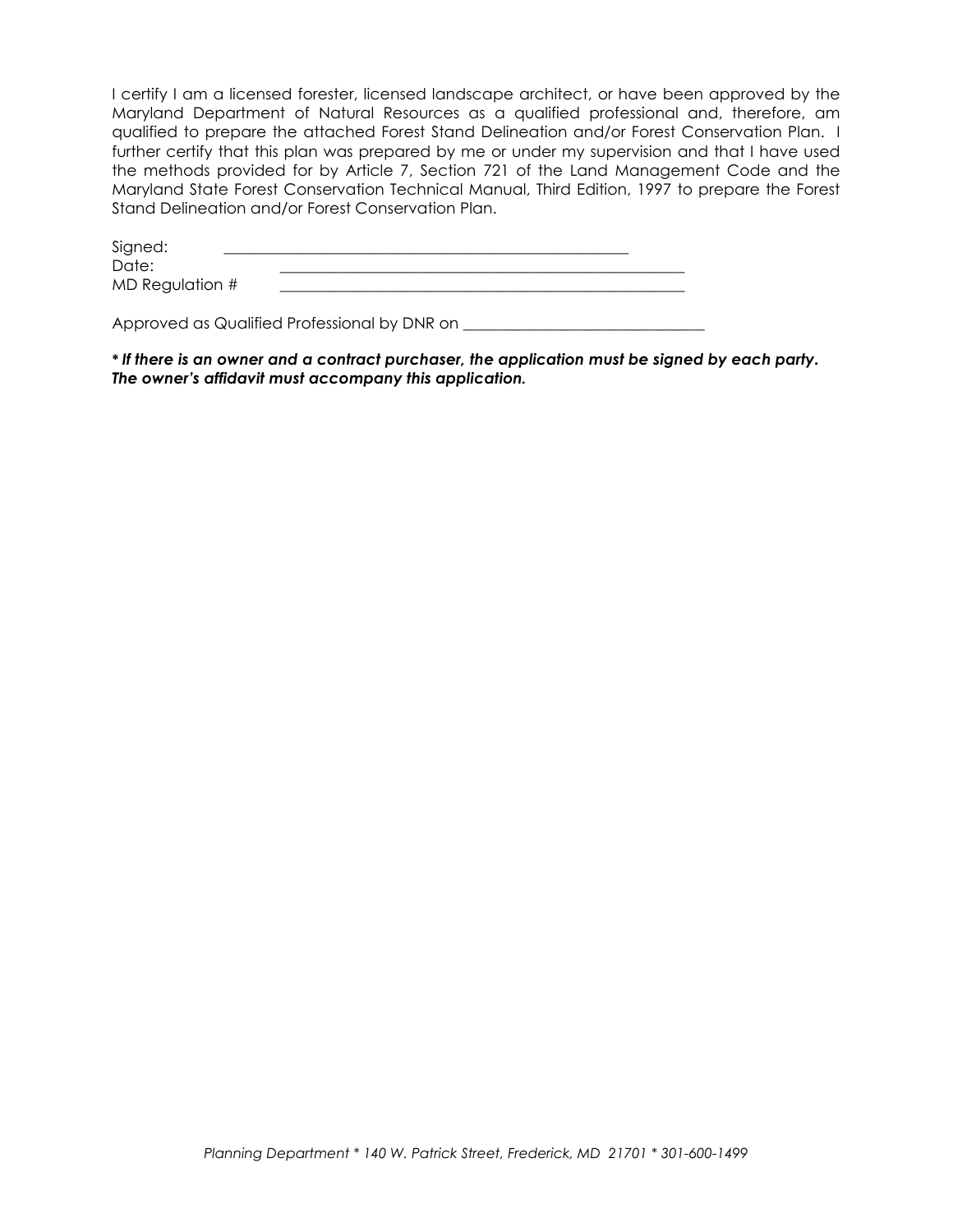I certify I am a licensed forester, licensed landscape architect, or have been approved by the Maryland Department of Natural Resources as a qualified professional and, therefore, am qualified to prepare the attached Forest Stand Delineation and/or Forest Conservation Plan. I further certify that this plan was prepared by me or under my supervision and that I have used the methods provided for by Article 7, Section 721 of the Land Management Code and the Maryland State Forest Conservation Technical Manual, Third Edition, 1997 to prepare the Forest Stand Delineation and/or Forest Conservation Plan.

Signed: ______________________________________________

Date: ______________________________________________

MD Regulation # ______________________________________________

Approved as Qualified Professional by DNR on ____________________________

***\* If there is an owner and a contract purchaser, the application must be signed by each party. The owner's affidavit must accompany this application.***

*Planning Department * 140 W. Patrick Street, Frederick, MD 21701 * 301-600-1499*